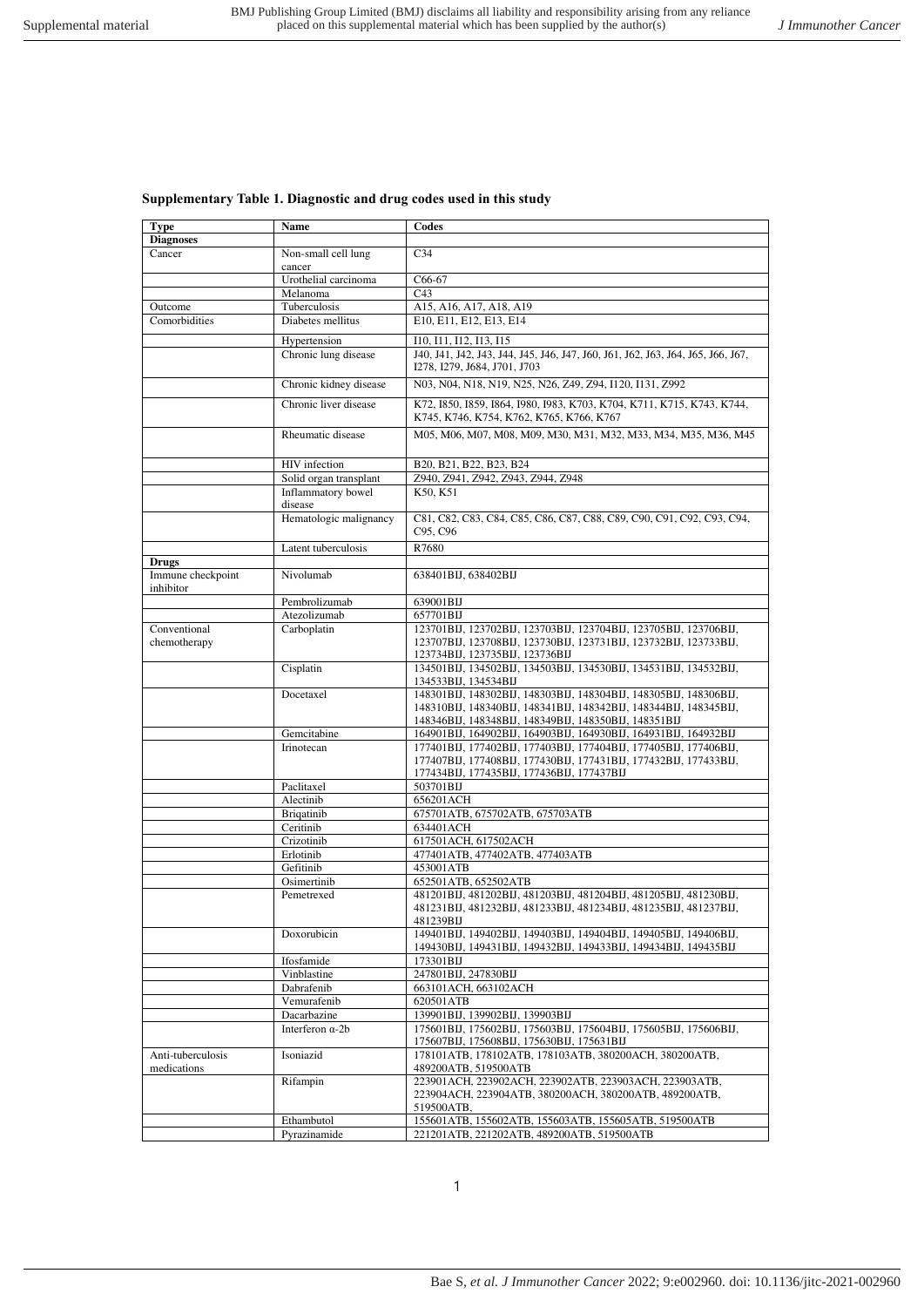**Supplementary Table 1. Diagnostic and drug codes used in this study**

| Type | Name | Codes |
|---|---|---|
| **Diagnoses** | | |
| Cancer | Non-small cell lung cancer | C34 |
| | Urothelial carcinoma | C66-67 |
| | Melanoma | C43 |
| Outcome | Tuberculosis | A15, A16, A17, A18, A19 |
| Comorbidities | Diabetes mellitus | E10, E11, E12, E13, E14 |
| | Hypertension | I10, I11, I12, I13, I15 |
| | Chronic lung disease | J40, J41, J42, J43, J44, J45, J46, J47, J60, J61, J62, J63, J64, J65, J66, J67, I278, I279, J684, J701, J703 |
| | Chronic kidney disease | N03, N04, N18, N19, N25, N26, Z49, Z94, I120, I131, Z992 |
| | Chronic liver disease | K72, I850, I859, I864, I980, I983, K703, K704, K711, K715, K743, K744, K745, K746, K754, K762, K765, K766, K767 |
| | Rheumatic disease | M05, M06, M07, M08, M09, M30, M31, M32, M33, M34, M35, M36, M45 |
| | HIV infection | B20, B21, B22, B23, B24 |
| | Solid organ transplant | Z940, Z941, Z942, Z943, Z944, Z948 |
| | Inflammatory bowel disease | K50, K51 |
| | Hematologic malignancy | C81, C82, C83, C84, C85, C86, C87, C88, C89, C90, C91, C92, C93, C94, C95, C96 |
| | Latent tuberculosis | R7680 |
| **Drugs** | | |
| Immune checkpoint inhibitor | Nivolumab | 638401BIJ, 638402BIJ |
| | Pembrolizumab | 639001BIJ |
| | Atezolizumab | 657701BIJ |
| Conventional chemotherapy | Carboplatin | 123701BIJ, 123702BIJ, 123703BIJ, 123704BIJ, 123705BIJ, 123706BIJ, 123707BIJ, 123708BIJ, 123730BIJ, 123731BIJ, 123732BIJ, 123733BIJ, 123734BIJ, 123735BIJ, 123736BIJ |
| | Cisplatin | 134501BIJ, 134502BIJ, 134503BIJ, 134530BIJ, 134531BIJ, 134532BIJ, 134533BIJ, 134534BIJ |
| | Docetaxel | 148301BIJ, 148302BIJ, 148303BIJ, 148304BIJ, 148305BIJ, 148306BIJ, 148310BIJ, 148340BIJ, 148341BIJ, 148342BIJ, 148344BIJ, 148345BIJ, 148346BIJ, 148348BIJ, 148349BIJ, 148350BIJ, 148351BIJ |
| | Gemcitabine | 164901BIJ, 164902BIJ, 164903BIJ, 164930BIJ, 164931BIJ, 164932BIJ |
| | Irinotecan | 177401BIJ, 177402BIJ, 177403BIJ, 177404BIJ, 177405BIJ, 177406BIJ, 177407BIJ, 177408BIJ, 177430BIJ, 177431BIJ, 177432BIJ, 177433BIJ, 177434BIJ, 177435BIJ, 177436BIJ, 177437BIJ |
| | Paclitaxel | 503701BIJ |
| | Alectinib | 656201ACH |
| | Brigatinib | 675701ATB, 675702ATB, 675703ATB |
| | Ceritinib | 634401ACH |
| | Crizotinib | 617501ACH, 617502ACH |
| | Erlotinib | 477401ATB, 477402ATB, 477403ATB |
| | Gefitinib | 453001ATB |
| | Osimertinib | 652501ATB, 652502ATB |
| | Pemetrexed | 481201BIJ, 481202BIJ, 481203BIJ, 481204BIJ, 481205BIJ, 481230BIJ, 481231BIJ, 481232BIJ, 481233BIJ, 481234BIJ, 481235BIJ, 481237BIJ, 481239BIJ |
| | Doxorubicin | 149401BIJ, 149402BIJ, 149403BIJ, 149404BIJ, 149405BIJ, 149406BIJ, 149430BIJ, 149431BIJ, 149432BIJ, 149433BIJ, 149434BIJ, 149435BIJ |
| | Ifosfamide | 173301BIJ |
| | Vinblastine | 247801BIJ, 247830BIJ |
| | Dabrafenib | 663101ACH, 663102ACH |
| | Vemurafenib | 620501ATB |
| | Dacarbazine | 139901BIJ, 139902BIJ, 139903BIJ |
| | Interferon α-2b | 175601BIJ, 175602BIJ, 175603BIJ, 175604BIJ, 175605BIJ, 175606BIJ, 175607BIJ, 175608BIJ, 175630BIJ, 175631BIJ |
| Anti-tuberculosis medications | Isoniazid | 178101ATB, 178102ATB, 178103ATB, 380200ACH, 380200ATB, 489200ATB, 519500ATB |
| | Rifampin | 223901ACH, 223902ACH, 223902ATB, 223903ACH, 223903ATB, 223904ACH, 223904ATB, 380200ACH, 380200ATB, 489200ATB, 519500ATB, |
| | Ethambutol | 155601ATB, 155602ATB, 155603ATB, 155605ATB, 519500ATB |
| | Pyrazinamide | 221201ATB, 221202ATB, 489200ATB, 519500ATB |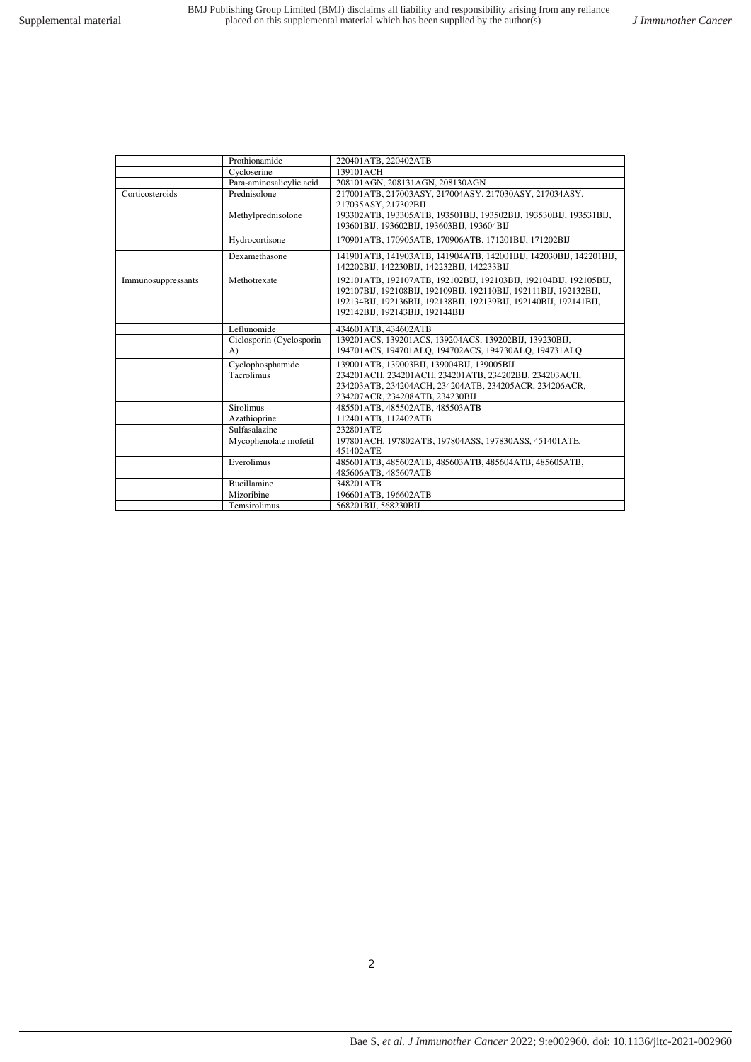| | | |
|---|---|---|
| | Prothionamide | 220401ATB, 220402ATB |
| | Cycloserine | 139101ACH |
| | Para-aminosalicylic acid | 208101AGN, 208131AGN, 208130AGN |
| Corticosteroids | Prednisolone | 217001ATB, 217003ASY, 217004ASY, 217030ASY, 217034ASY, 217035ASY, 217302BIJ |
| | Methylprednisolone | 193302ATB, 193305ATB, 193501BIJ, 193502BIJ, 193530BIJ, 193531BIJ, 193601BIJ, 193602BIJ, 193603BIJ, 193604BIJ |
| | Hydrocortisone | 170901ATB, 170905ATB, 170906ATB, 171201BIJ, 171202BIJ |
| | Dexamethasone | 141901ATB, 141903ATB, 141904ATB, 142001BIJ, 142030BIJ, 142201BIJ, 142202BIJ, 142230BIJ, 142232BIJ, 142233BIJ |
| Immunosuppressants | Methotrexate | 192101ATB, 192107ATB, 192102BIJ, 192103BIJ, 192104BIJ, 192105BIJ, 192107BIJ, 192108BIJ, 192109BIJ, 192110BIJ, 192111BIJ, 192132BIJ, 192134BIJ, 192136BIJ, 192138BIJ, 192139BIJ, 192140BIJ, 192141BIJ, 192142BIJ, 192143BIJ, 192144BIJ |
| | Leflunomide | 434601ATB, 434602ATB |
| | Ciclosporin (Cyclosporin A) | 139201ACS, 139201ACS, 139204ACS, 139202BIJ, 139230BIJ, 194701ACS, 194701ALQ, 194702ACS, 194730ALQ, 194731ALQ |
| | Cyclophosphamide | 139001ATB, 139003BIJ, 139004BIJ, 139005BIJ |
| | Tacrolimus | 234201ACH, 234201ACH, 234201ATB, 234202BIJ, 234203ACH, 234203ATB, 234204ACH, 234204ATB, 234205ACR, 234206ACR, 234207ACR, 234208ATB, 234230BIJ |
| | Sirolimus | 485501ATB, 485502ATB, 485503ATB |
| | Azathioprine | 112401ATB, 112402ATB |
| | Sulfasalazine | 232801ATE |
| | Mycophenolate mofetil | 197801ACH, 197802ATB, 197804ASS, 197830ASS, 451401ATE, 451402ATE |
| | Everolimus | 485601ATB, 485602ATB, 485603ATB, 485604ATB, 485605ATB, 485606ATB, 485607ATB |
| | Bucillamine | 348201ATB |
| | Mizoribine | 196601ATB, 196602ATB |
| | Temsirolimus | 568201BIJ, 568230BIJ |